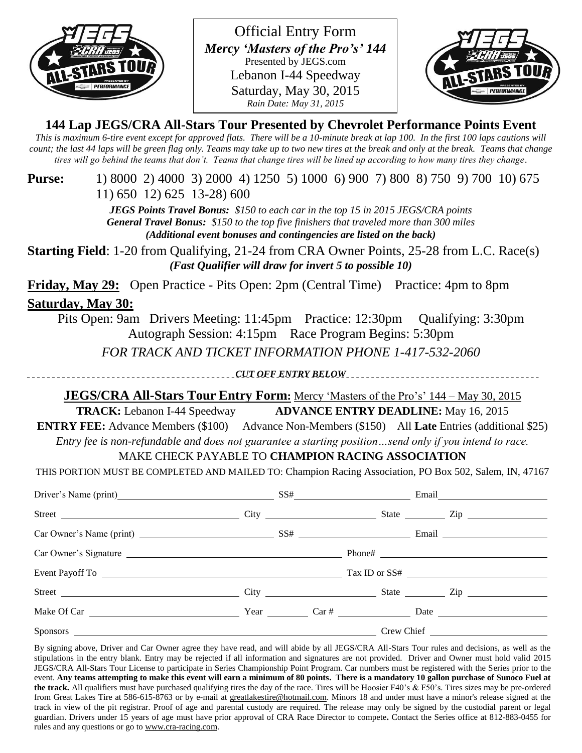Official Entry Form

***Mercy 'Masters of the Pro's' 144***

Presented by JEGS.com

Lebanon I-44 Speedway

Saturday, May 30, 2015

*Rain Date: May 31, 2015*

## 144 Lap JEGS/CRA All-Stars Tour Presented by Chevrolet Performance Points Event

*This is maximum 6-tire event except for approved flats. There will be a 10-minute break at lap 100. In the first 100 laps cautions will count; the last 44 laps will be green flag only. Teams may take up to two new tires at the break and only at the break. Teams that change tires will go behind the teams that don't. Teams that change tires will be lined up according to how many tires they change.*

**Purse:** 1) 8000 2) 4000 3) 2000 4) 1250 5) 1000 6) 900 7) 800 8) 750 9) 700 10) 675 11) 650 12) 625 13-28) 600

***JEGS Points Travel Bonus:** $150 to each car in the top 15 in 2015 JEGS/CRA points*
***General Travel Bonus:** $150 to the top five finishers that traveled more than 300 miles*
***(Additional event bonuses and contingencies are listed on the back)***

**Starting Field**: 1-20 from Qualifying, 21-24 from CRA Owner Points, 25-28 from L.C. Race(s)
***(Fast Qualifier will draw for invert 5 to possible 10)***

**Friday, May 29:** Open Practice - Pits Open: 2pm (Central Time) Practice: 4pm to 8pm

**Saturday, May 30:**

Pits Open: 9am Drivers Meeting: 11:45pm Practice: 12:30pm Qualifying: 3:30pm Autograph Session: 4:15pm Race Program Begins: 5:30pm

*FOR TRACK AND TICKET INFORMATION PHONE 1-417-532-2060*

***CUT OFF ENTRY BELOW***

**JEGS/CRA All-Stars Tour Entry Form:** Mercy 'Masters of the Pro's' 144 – May 30, 2015

**TRACK:** Lebanon I-44 Speedway **ADVANCE ENTRY DEADLINE:** May 16, 2015

**ENTRY FEE:** Advance Members ($100) Advance Non-Members ($150) All **Late** Entries (additional $25)

*Entry fee is non-refundable and does not guarantee a starting position…send only if you intend to race.*

MAKE CHECK PAYABLE TO **CHAMPION RACING ASSOCIATION**

THIS PORTION MUST BE COMPLETED AND MAILED TO: Champion Racing Association, PO Box 502, Salem, IN, 47167

Driver's Name (print)\_\_\_\_\_\_\_\_\_\_ SS#\_\_\_\_\_\_\_\_\_\_ Email\_\_\_\_\_\_\_\_\_\_

Street \_\_\_\_\_\_\_\_\_\_ City \_\_\_\_\_\_\_\_\_\_ State \_\_\_\_\_ Zip \_\_\_\_\_\_\_\_\_\_

Car Owner's Name (print) \_\_\_\_\_\_\_\_\_\_ SS# \_\_\_\_\_\_\_\_\_\_ Email \_\_\_\_\_\_\_\_\_\_

Car Owner's Signature \_\_\_\_\_\_\_\_\_\_ Phone# \_\_\_\_\_\_\_\_\_\_

Event Payoff To \_\_\_\_\_\_\_\_\_\_ Tax ID or SS# \_\_\_\_\_\_\_\_\_\_

Street \_\_\_\_\_\_\_\_\_\_ City \_\_\_\_\_\_\_\_\_\_ State \_\_\_\_\_ Zip \_\_\_\_\_\_\_\_\_\_

Make Of Car \_\_\_\_\_\_\_\_\_\_ Year \_\_\_\_\_ Car # \_\_\_\_\_\_\_\_\_\_ Date \_\_\_\_\_\_\_\_\_\_

Sponsors \_\_\_\_\_\_\_\_\_\_ Crew Chief \_\_\_\_\_\_\_\_\_\_

By signing above, Driver and Car Owner agree they have read, and will abide by all JEGS/CRA All-Stars Tour rules and decisions, as well as the stipulations in the entry blank. Entry may be rejected if all information and signatures are not provided. Driver and Owner must hold valid 2015 JEGS/CRA All-Stars Tour License to participate in Series Championship Point Program. Car numbers must be registered with the Series prior to the event. **Any teams attempting to make this event will earn a minimum of 80 points. There is a mandatory 10 gallon purchase of Sunoco Fuel at the track.** All qualifiers must have purchased qualifying tires the day of the race. Tires will be Hoosier F40's & F50's. Tires sizes may be pre-ordered from Great Lakes Tire at 586-615-8763 or by e-mail at greatlakestire@hotmail.com. Minors 18 and under must have a minor's release signed at the track in view of the pit registrar. Proof of age and parental custody are required. The release may only be signed by the custodial parent or legal guardian. Drivers under 15 years of age must have prior approval of CRA Race Director to compete**.** Contact the Series office at 812-883-0455 for rules and any questions or go to www.cra-racing.com.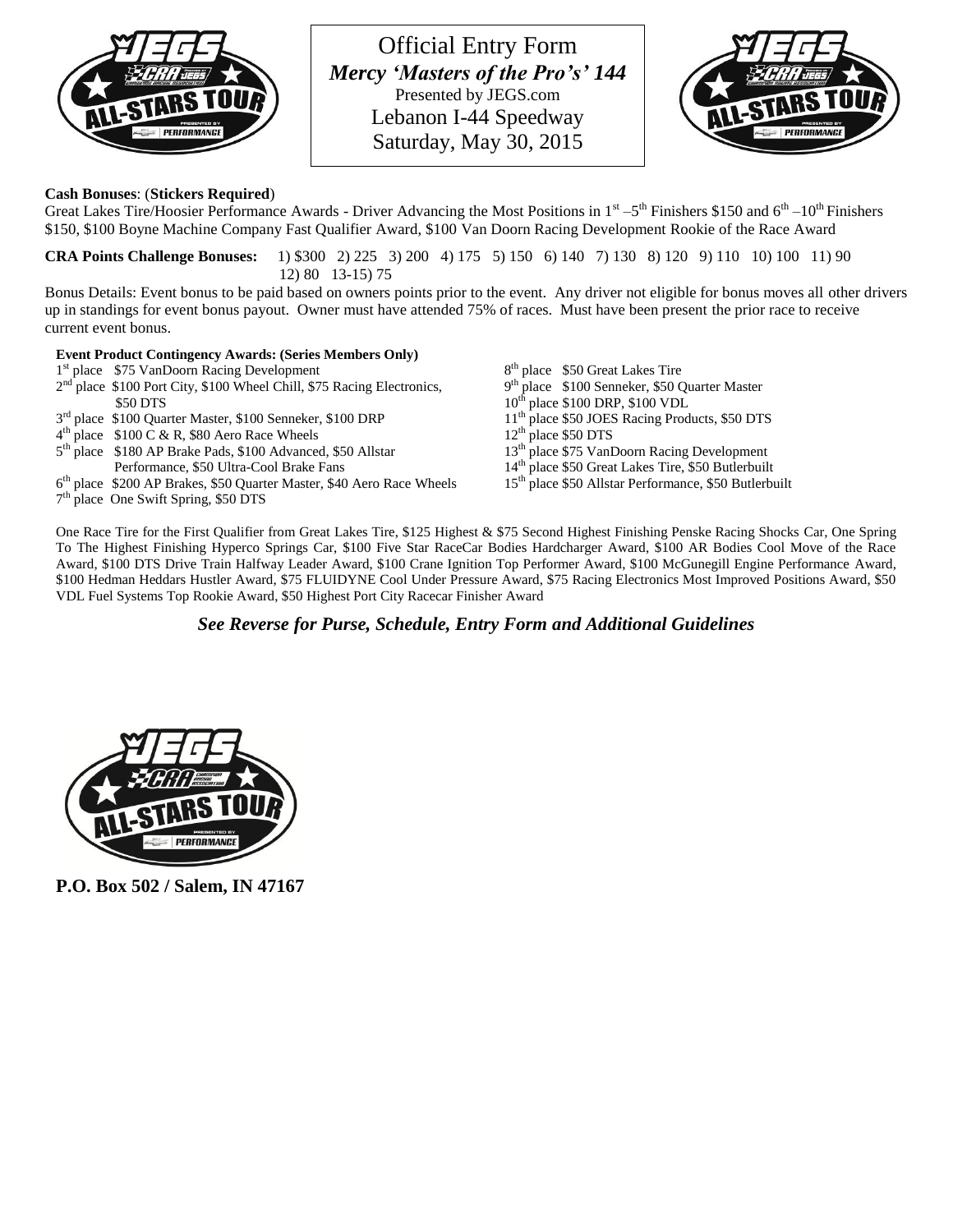# Official Entry Form

***Mercy 'Masters of the Pro's' 144***

Presented by JEGS.com

Lebanon I-44 Speedway

Saturday, May 30, 2015

**Cash Bonuses**: (**Stickers Required**)

Great Lakes Tire/Hoosier Performance Awards - Driver Advancing the Most Positions in 1st –5th Finishers \$150 and 6th –10th Finishers \$150, \$100 Boyne Machine Company Fast Qualifier Award, \$100 Van Doorn Racing Development Rookie of the Race Award

**CRA Points Challenge Bonuses:** 1) \$300 2) 225 3) 200 4) 175 5) 150 6) 140 7) 130 8) 120 9) 110 10) 100 11) 90 12) 80 13-15) 75

Bonus Details: Event bonus to be paid based on owners points prior to the event. Any driver not eligible for bonus moves all other drivers up in standings for event bonus payout. Owner must have attended 75% of races. Must have been present the prior race to receive current event bonus.

**Event Product Contingency Awards: (Series Members Only)**

- 1st place \$75 VanDoorn Racing Development
- 2nd place \$100 Port City, \$100 Wheel Chill, \$75 Racing Electronics, \$50 DTS
- 3rd place \$100 Quarter Master, \$100 Senneker, \$100 DRP
- 4th place \$100 C & R, \$80 Aero Race Wheels
- 5th place \$180 AP Brake Pads, \$100 Advanced, \$50 Allstar Performance, \$50 Ultra-Cool Brake Fans
- 6th place \$200 AP Brakes, \$50 Quarter Master, \$40 Aero Race Wheels
- 7th place One Swift Spring, \$50 DTS
- 8th place \$50 Great Lakes Tire
- 9th place \$100 Senneker, \$50 Quarter Master
- 10th place \$100 DRP, \$100 VDL
- 11th place \$50 JOES Racing Products, \$50 DTS
- 12th place \$50 DTS
- 13th place \$75 VanDoorn Racing Development
- 14th place \$50 Great Lakes Tire, \$50 Butlerbuilt
- 15th place \$50 Allstar Performance, \$50 Butlerbuilt

One Race Tire for the First Qualifier from Great Lakes Tire, \$125 Highest & \$75 Second Highest Finishing Penske Racing Shocks Car, One Spring To The Highest Finishing Hyperco Springs Car, \$100 Five Star RaceCar Bodies Hardcharger Award, \$100 AR Bodies Cool Move of the Race Award, \$100 DTS Drive Train Halfway Leader Award, \$100 Crane Ignition Top Performer Award, \$100 McGunegill Engine Performance Award, \$100 Hedman Heddars Hustler Award, \$75 FLUIDYNE Cool Under Pressure Award, \$75 Racing Electronics Most Improved Positions Award, \$50 VDL Fuel Systems Top Rookie Award, \$50 Highest Port City Racecar Finisher Award

***See Reverse for Purse, Schedule, Entry Form and Additional Guidelines***

**P.O. Box 502 / Salem, IN 47167**